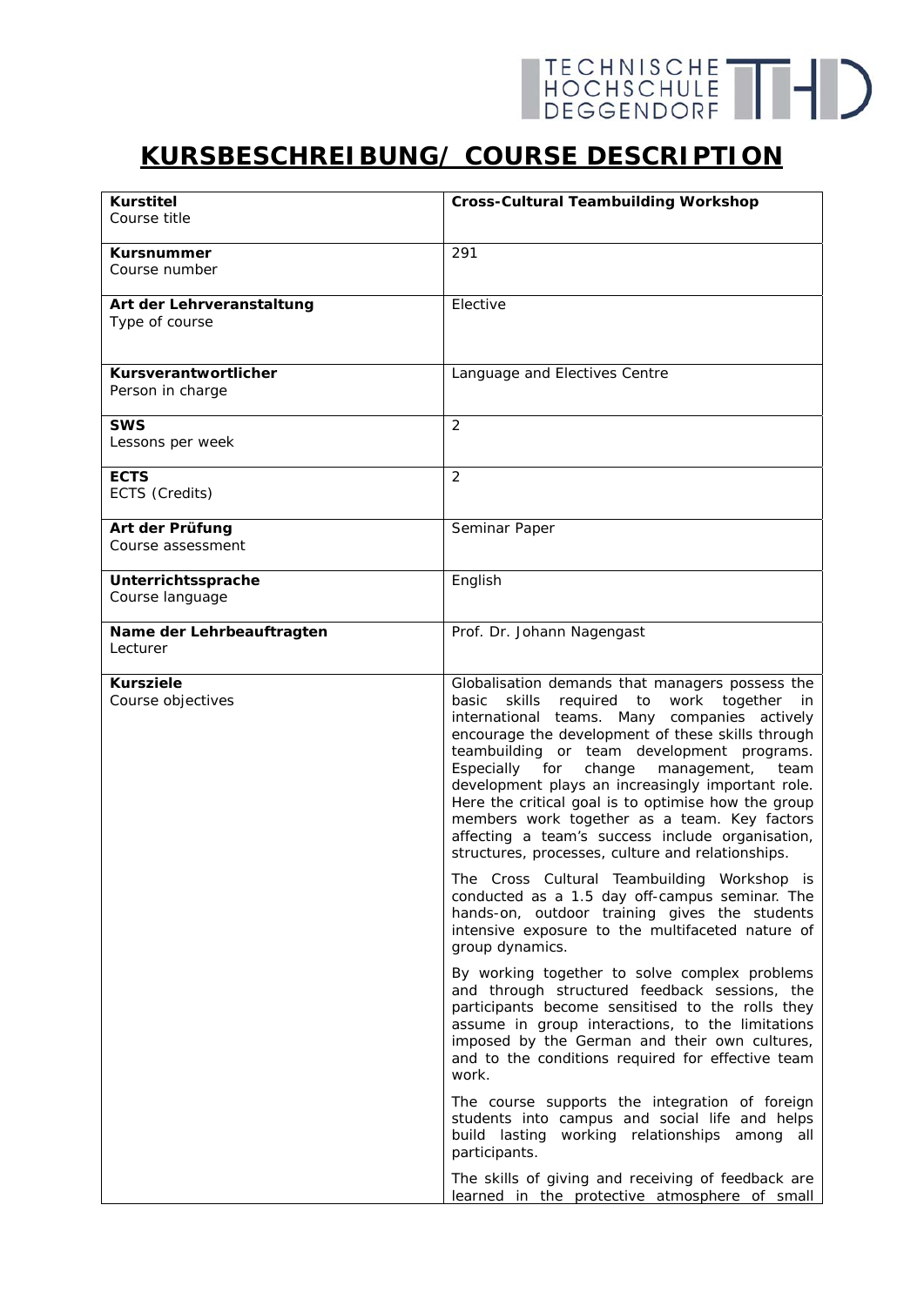# KURSBESCHREIBUNG/ COURSE DESCRIPTION

| | |
|---|---|
| **Kurstitel**<br>Course title | **Cross-Cultural Teambuilding Workshop** |
| **Kursnummer**<br>Course number | 291 |
| **Art der Lehrveranstaltung**<br>Type of course | Elective |
| **Kursverantwortlicher**<br>Person in charge | Language and Electives Centre |
| **SWS**<br>Lessons per week | 2 |
| **ECTS**<br>ECTS (Credits) | 2 |
| **Art der Prüfung**<br>Course assessment | Seminar Paper |
| **Unterrichtssprache**<br>Course language | English |
| **Name der Lehrbeauftragten**<br>Lecturer | Prof. Dr. Johann Nagengast |
| **Kursziele**<br>Course objectives | Globalisation demands that managers possess the basic skills required to work together in international teams. Many companies actively encourage the development of these skills through teambuilding or team development programs. Especially for change management, team development plays an increasingly important role. Here the critical goal is to optimise how the group members work together as a team. Key factors affecting a team's success include organisation, structures, processes, culture and relationships.<br><br>The Cross Cultural Teambuilding Workshop is conducted as a 1.5 day off-campus seminar. The hands-on, outdoor training gives the students intensive exposure to the multifaceted nature of group dynamics.<br><br>By working together to solve complex problems and through structured feedback sessions, the participants become sensitised to the rolls they assume in group interactions, to the limitations imposed by the German and their own cultures, and to the conditions required for effective team work.<br><br>The course supports the integration of foreign students into campus and social life and helps build lasting working relationships among all participants.<br><br>The skills of giving and receiving of feedback are learned in the protective atmosphere of small |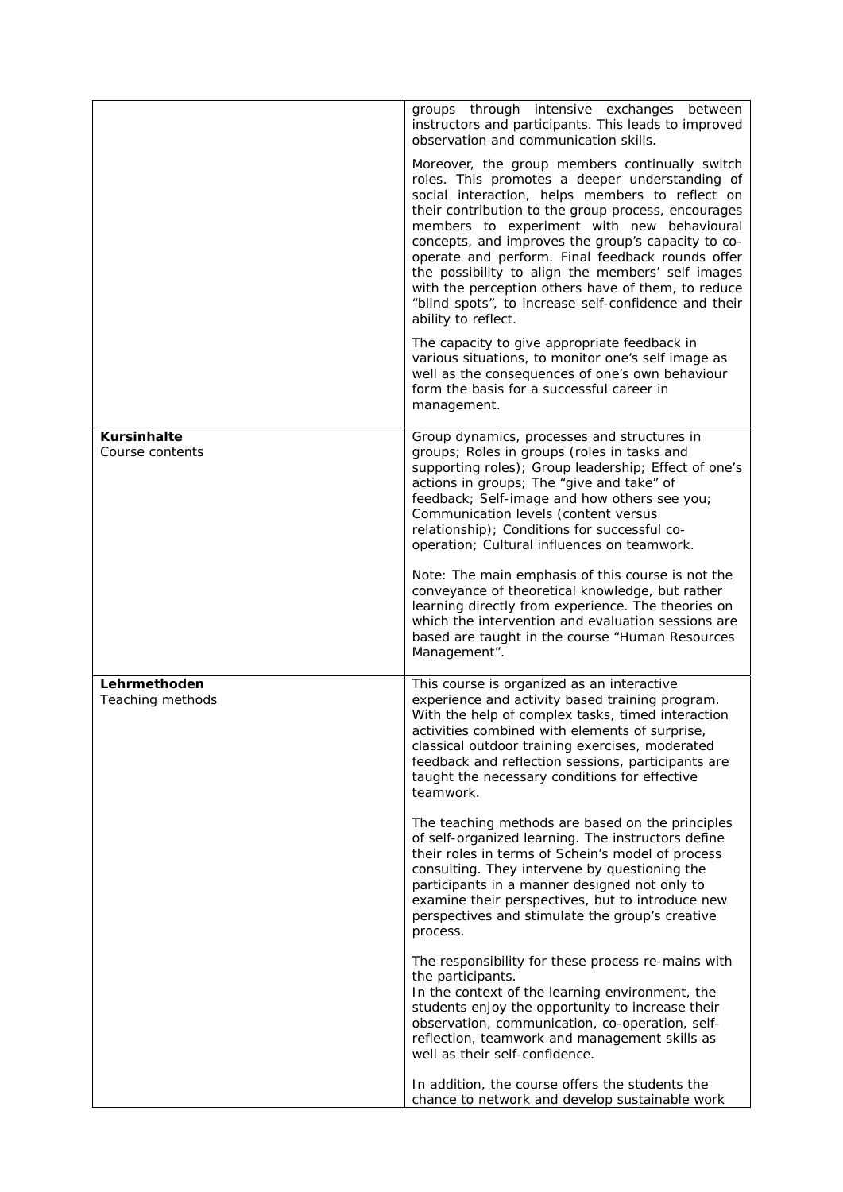| | |
|---|---|
| | groups through intensive exchanges between instructors and participants. This leads to improved observation and communication skills.<br><br>Moreover, the group members continually switch roles. This promotes a deeper understanding of social interaction, helps members to reflect on their contribution to the group process, encourages members to experiment with new behavioural concepts, and improves the group's capacity to co-operate and perform. Final feedback rounds offer the possibility to align the members' self images with the perception others have of them, to reduce "blind spots", to increase self-confidence and their ability to reflect.<br><br>The capacity to give appropriate feedback in various situations, to monitor one's self image as well as the consequences of one's own behaviour form the basis for a successful career in management. |
| **Kursinhalte**<br>Course contents | Group dynamics, processes and structures in groups; Roles in groups (roles in tasks and supporting roles); Group leadership; Effect of one's actions in groups; The "give and take" of feedback; Self-image and how others see you; Communication levels (content versus relationship); Conditions for successful co-operation; Cultural influences on teamwork.<br><br>Note: The main emphasis of this course is not the conveyance of theoretical knowledge, but rather learning directly from experience. The theories on which the intervention and evaluation sessions are based are taught in the course "Human Resources Management". |
| **Lehrmethoden**<br>Teaching methods | This course is organized as an interactive experience and activity based training program. With the help of complex tasks, timed interaction activities combined with elements of surprise, classical outdoor training exercises, moderated feedback and reflection sessions, participants are taught the necessary conditions for effective teamwork.<br><br>The teaching methods are based on the principles of self-organized learning. The instructors define their roles in terms of Schein's model of process consulting. They intervene by questioning the participants in a manner designed not only to examine their perspectives, but to introduce new perspectives and stimulate the group's creative process.<br><br>The responsibility for these process re-mains with the participants.<br>In the context of the learning environment, the students enjoy the opportunity to increase their observation, communication, co-operation, self-reflection, teamwork and management skills as well as their self-confidence.<br><br>In addition, the course offers the students the chance to network and develop sustainable work |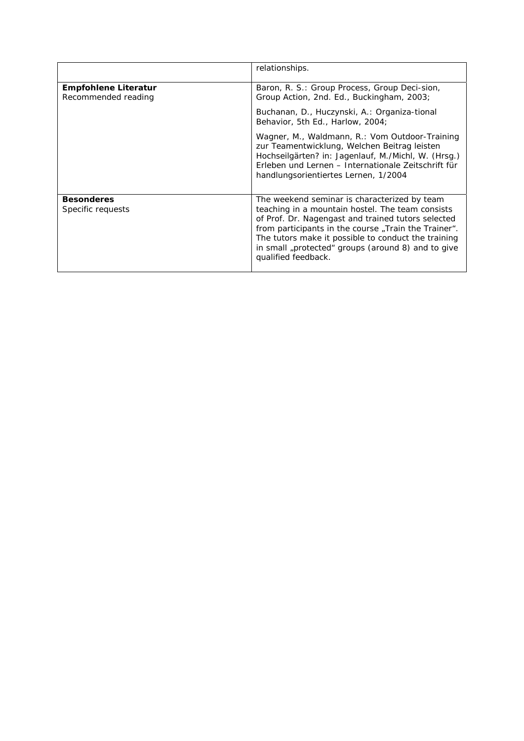| | |
|---|---|
| | relationships. |
| **Empfohlene Literatur**<br>Recommended reading | Baron, R. S.: Group Process, Group Deci-sion, Group Action, 2nd. Ed., Buckingham, 2003;<br><br>Buchanan, D., Huczynski, A.: Organiza-tional Behavior, 5th Ed., Harlow, 2004;<br><br>Wagner, M., Waldmann, R.: Vom Outdoor-Training zur Teamentwicklung, Welchen Beitrag leisten Hochseilgärten? in: Jagenlauf, M./Michl, W. (Hrsg.) Erleben und Lernen – Internationale Zeitschrift für handlungsorientiertes Lernen, 1/2004 |
| **Besonderes**<br>Specific requests | The weekend seminar is characterized by team teaching in a mountain hostel. The team consists of Prof. Dr. Nagengast and trained tutors selected from participants in the course „Train the Trainer". The tutors make it possible to conduct the training in small „protected" groups (around 8) and to give qualified feedback. |